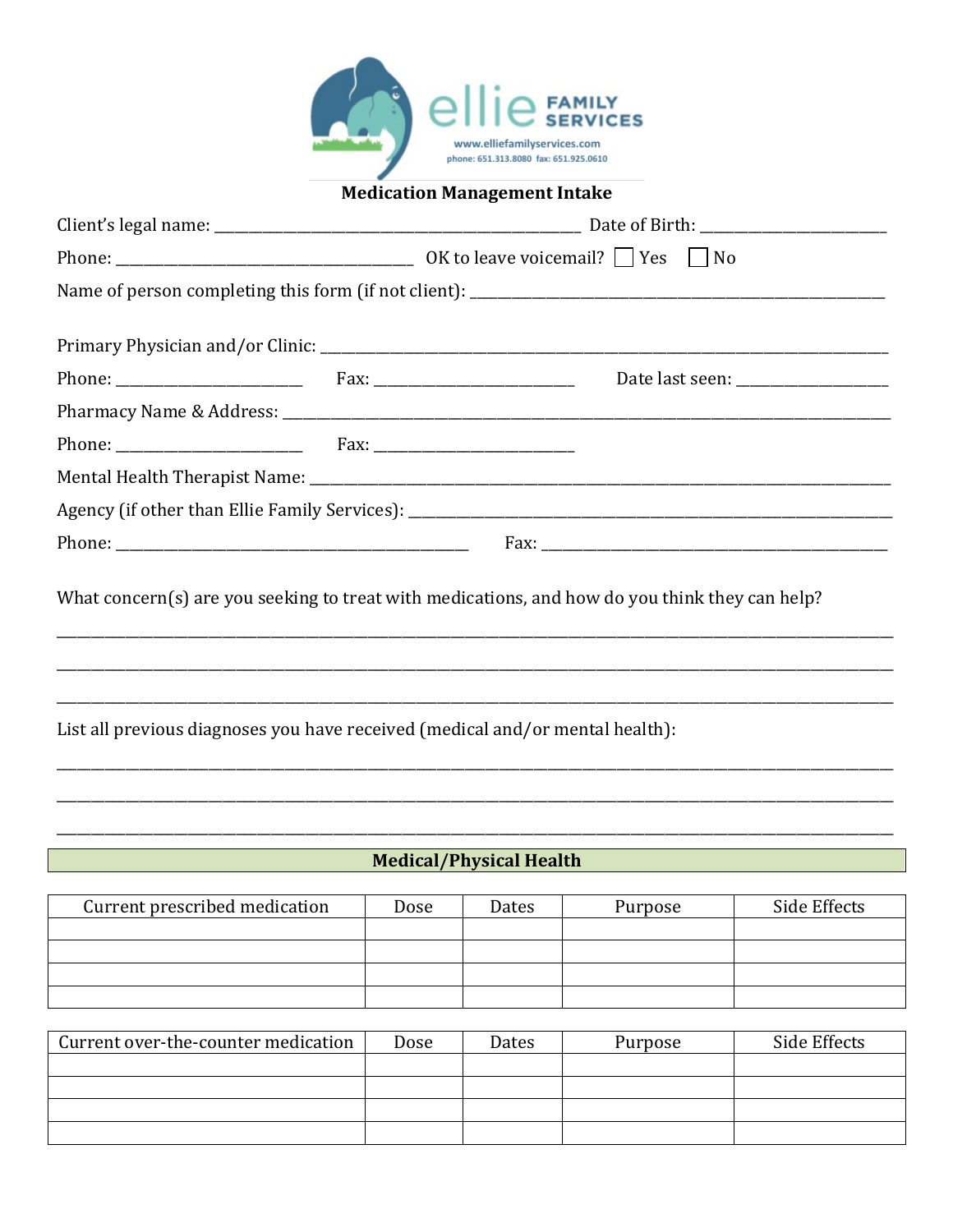ellie FAMILY SERVICES

www.elliefamilyservices.com

phone: 651.313.8080 fax: 651.925.0610

## Medication Management Intake

Client's legal name: ______________________________________________ Date of Birth: _______________________

Phone: _____________________________________ OK to leave voicemail? ☐ Yes ☐ No

Name of person completing this form (if not client): ____________________________________________________

Primary Physician and/or Clinic: ___________________________________________________________________

Phone: _______________________ Fax: _________________________ Date last seen: ___________________

Pharmacy Name & Address: ________________________________________________________________________

Phone: _______________________ Fax: _________________________

Mental Health Therapist Name: ____________________________________________________________________

Agency (if other than Ellie Family Services): _______________________________________________________

Phone: ____________________________________________ Fax: ____________________________________________

What concern(s) are you seeking to treat with medications, and how do you think they can help?

______________________________________________________________________________________________________

______________________________________________________________________________________________________

______________________________________________________________________________________________________

List all previous diagnoses you have received (medical and/or mental health):

______________________________________________________________________________________________________

______________________________________________________________________________________________________

______________________________________________________________________________________________________

### Medical/Physical Health

| Current prescribed medication | Dose | Dates | Purpose | Side Effects |
|---|---|---|---|---|
| | | | | |
| | | | | |
| | | | | |
| | | | | |

| Current over-the-counter medication | Dose | Dates | Purpose | Side Effects |
|---|---|---|---|---|
| | | | | |
| | | | | |
| | | | | |
| | | | | |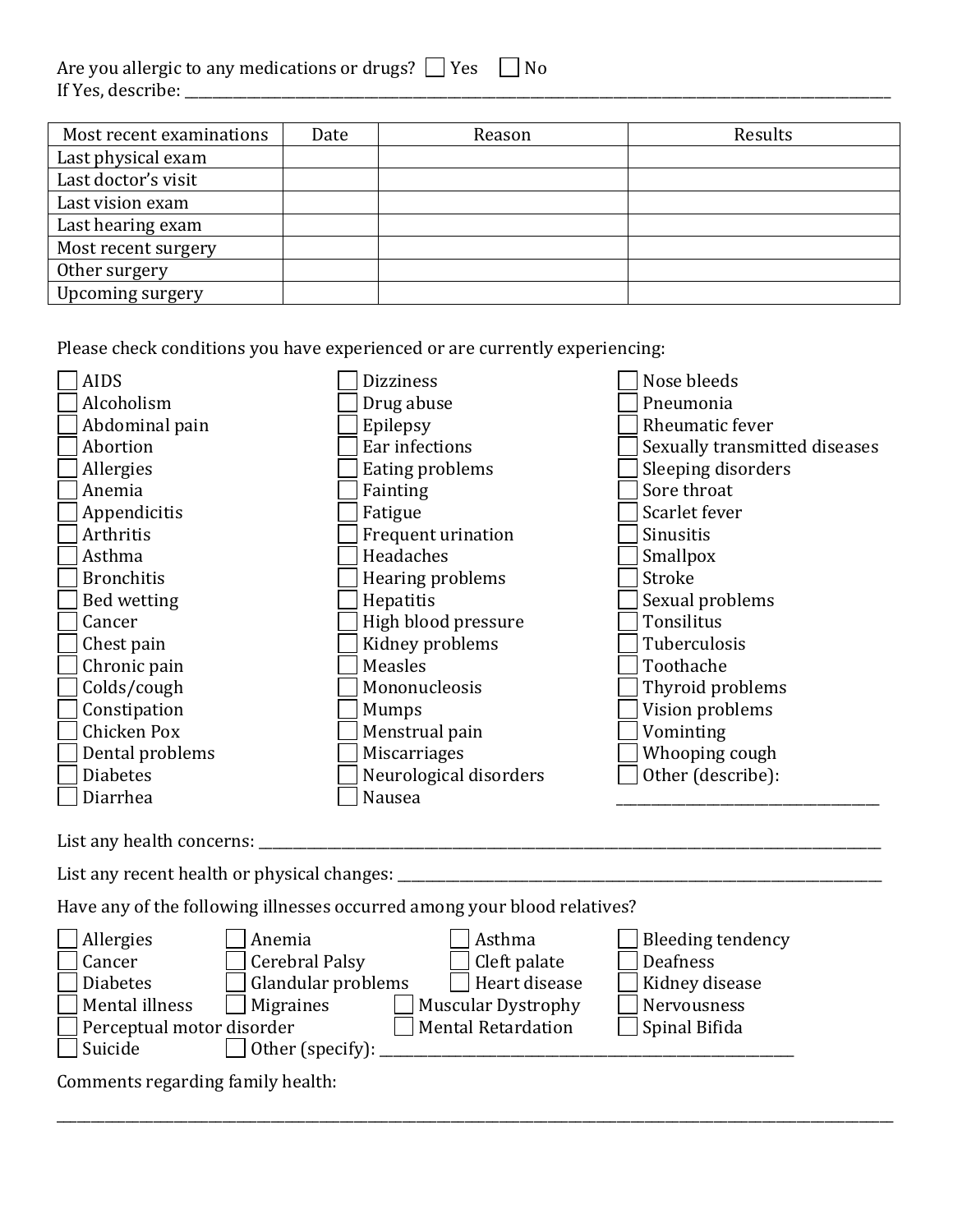Are you allergic to any medications or drugs? ☐ Yes ☐ No
If Yes, describe: ____________________________________________________________________________________________

| Most recent examinations | Date | Reason | Results |
|---|---|---|---|
| Last physical exam | | | |
| Last doctor's visit | | | |
| Last vision exam | | | |
| Last hearing exam | | | |
| Most recent surgery | | | |
| Other surgery | | | |
| Upcoming surgery | | | |

Please check conditions you have experienced or are currently experiencing:

- ☐ AIDS
- ☐ Alcoholism
- ☐ Abdominal pain
- ☐ Abortion
- ☐ Allergies
- ☐ Anemia
- ☐ Appendicitis
- ☐ Arthritis
- ☐ Asthma
- ☐ Bronchitis
- ☐ Bed wetting
- ☐ Cancer
- ☐ Chest pain
- ☐ Chronic pain
- ☐ Colds/cough
- ☐ Constipation
- ☐ Chicken Pox
- ☐ Dental problems
- ☐ Diabetes
- ☐ Diarrhea
- ☐ Dizziness
- ☐ Drug abuse
- ☐ Epilepsy
- ☐ Ear infections
- ☐ Eating problems
- ☐ Fainting
- ☐ Fatigue
- ☐ Frequent urination
- ☐ Headaches
- ☐ Hearing problems
- ☐ Hepatitis
- ☐ High blood pressure
- ☐ Kidney problems
- ☐ Measles
- ☐ Mononucleosis
- ☐ Mumps
- ☐ Menstrual pain
- ☐ Miscarriages
- ☐ Neurological disorders
- ☐ Nausea
- ☐ Nose bleeds
- ☐ Pneumonia
- ☐ Rheumatic fever
- ☐ Sexually transmitted diseases
- ☐ Sleeping disorders
- ☐ Sore throat
- ☐ Scarlet fever
- ☐ Sinusitis
- ☐ Smallpox
- ☐ Stroke
- ☐ Sexual problems
- ☐ Tonsilitus
- ☐ Tuberculosis
- ☐ Toothache
- ☐ Thyroid problems
- ☐ Vision problems
- ☐ Vominting
- ☐ Whooping cough
- ☐ Other (describe): ____________________________________

List any health concerns: ____________________________________________________________________________________________

List any recent health or physical changes: ______________________________________________________________________

Have any of the following illnesses occurred among your blood relatives?

- ☐ Allergies
- ☐ Anemia
- ☐ Asthma
- ☐ Bleeding tendency
- ☐ Cancer
- ☐ Cerebral Palsy
- ☐ Cleft palate
- ☐ Deafness
- ☐ Diabetes
- ☐ Glandular problems
- ☐ Heart disease
- ☐ Kidney disease
- ☐ Mental illness
- ☐ Migraines
- ☐ Muscular Dystrophy
- ☐ Nervousness
- ☐ Perceptual motor disorder
- ☐ Mental Retardation
- ☐ Spinal Bifida
- ☐ Suicide
- ☐ Other (specify): ____________________________________________________________

Comments regarding family health:

____________________________________________________________________________________________________________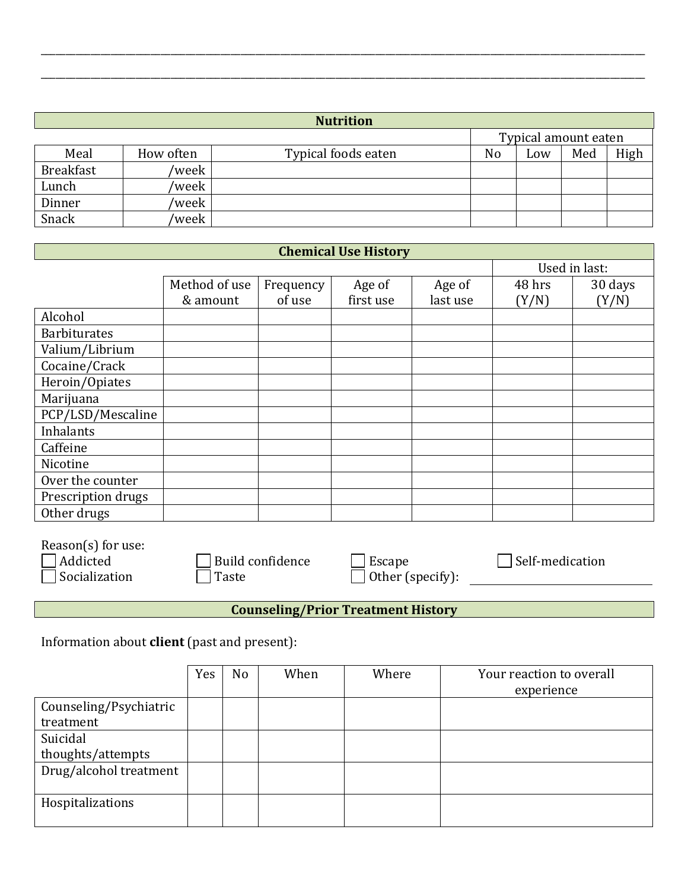\_\_\_\_\_\_\_\_\_\_\_\_\_\_\_\_\_\_\_\_\_\_\_\_\_\_\_\_\_\_\_\_\_\_\_\_\_\_\_\_\_\_\_\_\_\_\_\_\_\_\_\_\_\_\_\_\_\_\_\_\_\_\_\_\_\_\_\_\_\_\_\_\_\_\_\_\_\_\_\_\_\_\_\_\_\_\_\_\_\_\_\_\_\_\_\_\_\_

\_\_\_\_\_\_\_\_\_\_\_\_\_\_\_\_\_\_\_\_\_\_\_\_\_\_\_\_\_\_\_\_\_\_\_\_\_\_\_\_\_\_\_\_\_\_\_\_\_\_\_\_\_\_\_\_\_\_\_\_\_\_\_\_\_\_\_\_\_\_\_\_\_\_\_\_\_\_\_\_\_\_\_\_\_\_\_\_\_\_\_\_\_\_\_\_\_\_

## Nutrition

| | | | Typical amount eaten | | | |
|---|---|---|---|---|---|---|
| Meal | How often | Typical foods eaten | No | Low | Med | High |
| Breakfast | /week | | | | | |
| Lunch | /week | | | | | |
| Dinner | /week | | | | | |
| Snack | /week | | | | | |

## Chemical Use History

| | | | | | Used in last: | |
|---|---|---|---|---|---|---|
| | Method of use & amount | Frequency of use | Age of first use | Age of last use | 48 hrs (Y/N) | 30 days (Y/N) |
| Alcohol | | | | | | |
| Barbiturates | | | | | | |
| Valium/Librium | | | | | | |
| Cocaine/Crack | | | | | | |
| Heroin/Opiates | | | | | | |
| Marijuana | | | | | | |
| PCP/LSD/Mescaline | | | | | | |
| Inhalants | | | | | | |
| Caffeine | | | | | | |
| Nicotine | | | | | | |
| Over the counter | | | | | | |
| Prescription drugs | | | | | | |
| Other drugs | | | | | | |

Reason(s) for use:

- ☐ Addicted
- ☐ Build confidence
- ☐ Escape
- ☐ Self-medication
- ☐ Socialization
- ☐ Taste
- ☐ Other (specify): \_\_\_\_\_\_\_\_\_\_\_\_\_\_\_\_\_\_\_\_

## Counseling/Prior Treatment History

Information about **client** (past and present):

| | Yes | No | When | Where | Your reaction to overall experience |
|---|---|---|---|---|---|
| Counseling/Psychiatric treatment | | | | | |
| Suicidal thoughts/attempts | | | | | |
| Drug/alcohol treatment | | | | | |
| Hospitalizations | | | | | |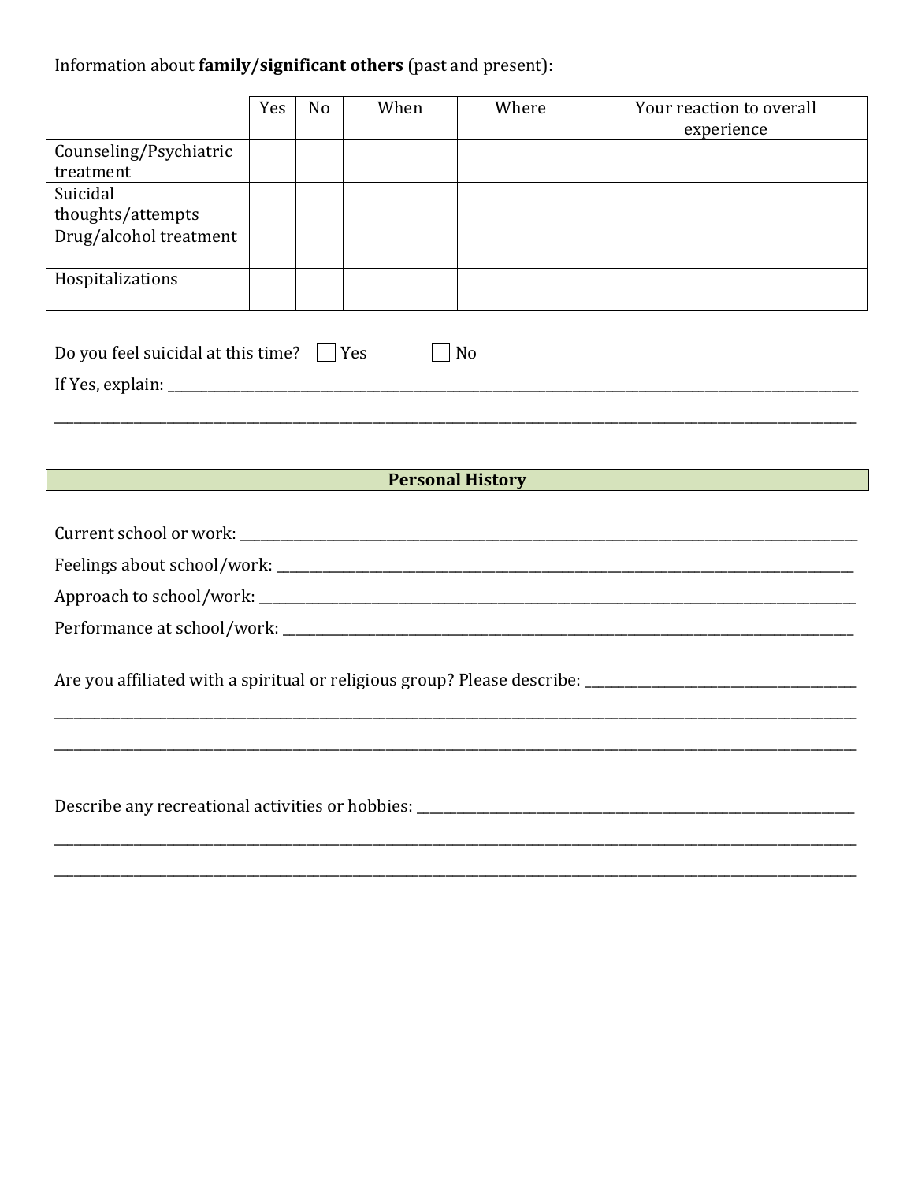Information about **family/significant others** (past and present):

| | Yes | No | When | Where | Your reaction to overall experience |
|---|---|---|---|---|---|
| Counseling/Psychiatric treatment | | | | | |
| Suicidal thoughts/attempts | | | | | |
| Drug/alcohol treatment | | | | | |
| Hospitalizations | | | | | |

Do you feel suicidal at this time? ☐ Yes ☐ No

If Yes, explain: ____________________________________________________________

____________________________________________________________

## Personal History

Current school or work: ____________________________________________________________

Feelings about school/work: ____________________________________________________________

Approach to school/work: ____________________________________________________________

Performance at school/work: ____________________________________________________________

Are you affiliated with a spiritual or religious group? Please describe: ______________________

____________________________________________________________

____________________________________________________________

Describe any recreational activities or hobbies: ____________________________________________

____________________________________________________________

____________________________________________________________